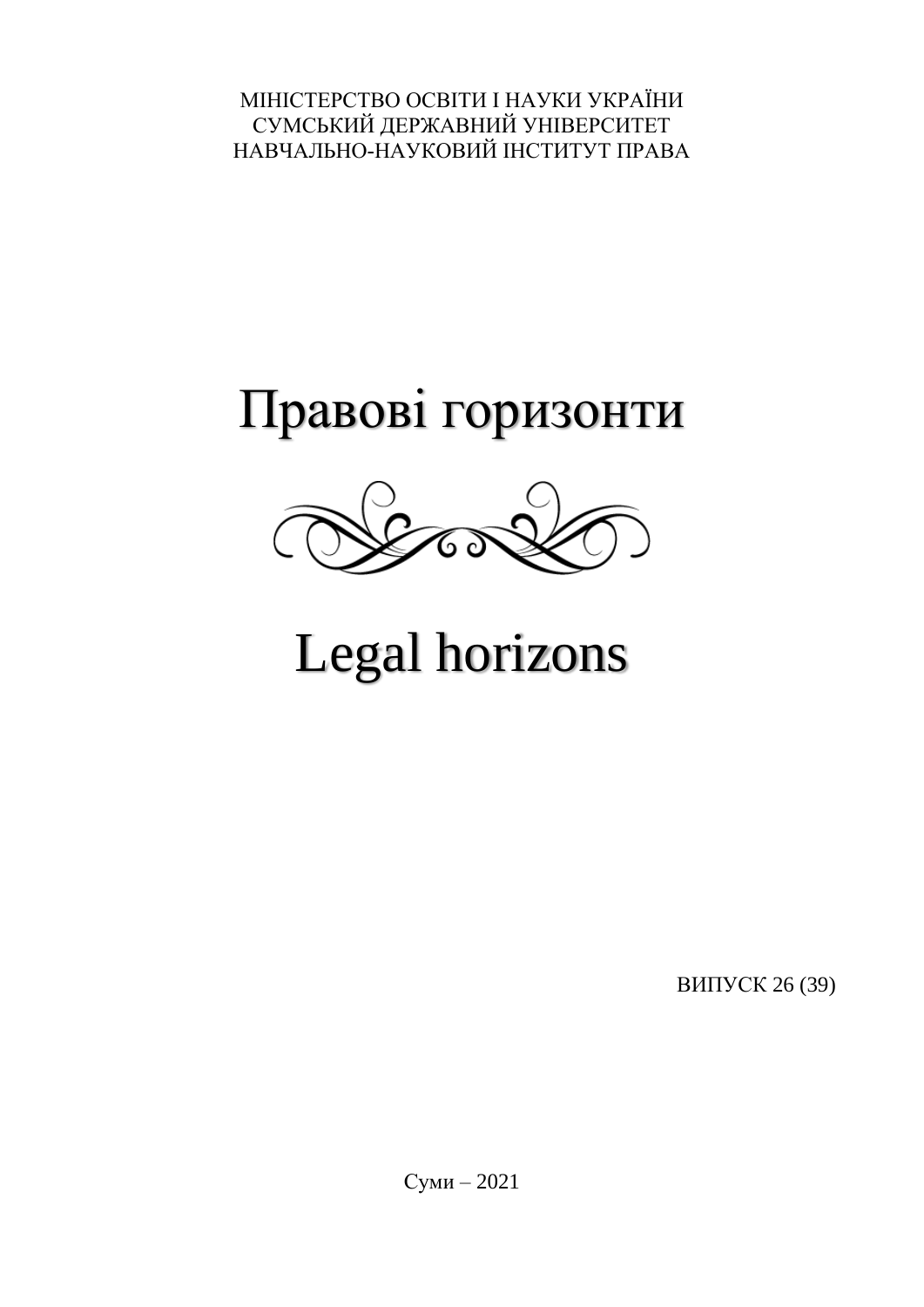МІНІСТЕРСТВО ОСВІТИ І НАУКИ УКРАЇНИ
СУМСЬКИЙ ДЕРЖАВНИЙ УНІВЕРСИТЕТ
НАВЧАЛЬНО-НАУКОВИЙ ІНСТИТУТ ПРАВА

# Правові горизонти

# Legal horizons

ВИПУСК 26 (39)

Суми – 2021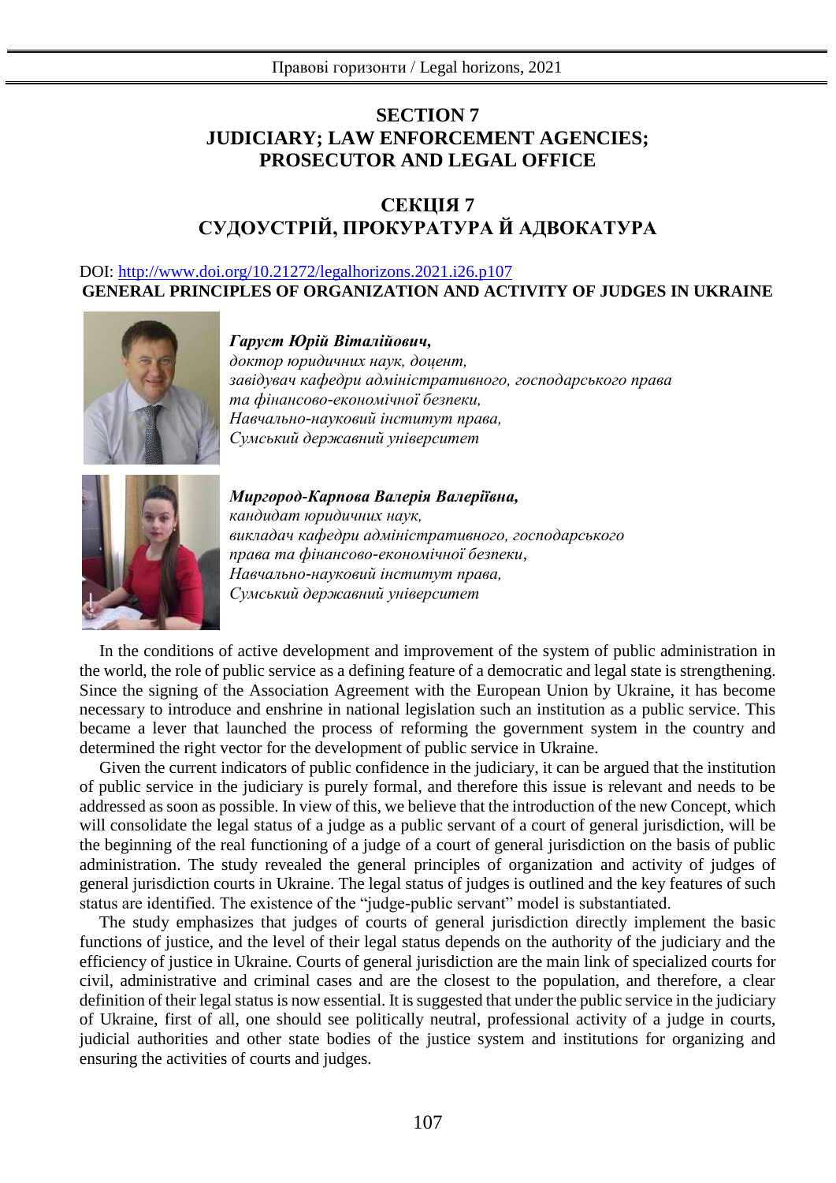# SECTION 7
# JUDICIARY; LAW ENFORCEMENT AGENCIES; PROSECUTOR AND LEGAL OFFICE

# СЕКЦІЯ 7
# СУДОУСТРІЙ, ПРОКУРАТУРА Й АДВОКАТУРА

DOI: http://www.doi.org/10.21272/legalhorizons.2021.i26.p107

## GENERAL PRINCIPLES OF ORGANIZATION AND ACTIVITY OF JUDGES IN UKRAINE

***Гаруст Юрій Віталійович,***
*доктор юридичних наук, доцент,*
*завідувач кафедри адміністративного, господарського права та фінансово-економічної безпеки,*
*Навчально-науковий інститут права,*
*Сумський державний університет*

***Миргород-Карпова Валерія Валеріївна,***
*кандидат юридичних наук,*
*викладач кафедри адміністративного, господарського права та фінансово-економічної безпеки,*
*Навчально-науковий інститут права,*
*Сумський державний університет*

In the conditions of active development and improvement of the system of public administration in the world, the role of public service as a defining feature of a democratic and legal state is strengthening. Since the signing of the Association Agreement with the European Union by Ukraine, it has become necessary to introduce and enshrine in national legislation such an institution as a public service. This became a lever that launched the process of reforming the government system in the country and determined the right vector for the development of public service in Ukraine.

Given the current indicators of public confidence in the judiciary, it can be argued that the institution of public service in the judiciary is purely formal, and therefore this issue is relevant and needs to be addressed as soon as possible. In view of this, we believe that the introduction of the new Concept, which will consolidate the legal status of a judge as a public servant of a court of general jurisdiction, will be the beginning of the real functioning of a judge of a court of general jurisdiction on the basis of public administration. The study revealed the general principles of organization and activity of judges of general jurisdiction courts in Ukraine. The legal status of judges is outlined and the key features of such status are identified. The existence of the "judge-public servant" model is substantiated.

The study emphasizes that judges of courts of general jurisdiction directly implement the basic functions of justice, and the level of their legal status depends on the authority of the judiciary and the efficiency of justice in Ukraine. Courts of general jurisdiction are the main link of specialized courts for civil, administrative and criminal cases and are the closest to the population, and therefore, a clear definition of their legal status is now essential. It is suggested that under the public service in the judiciary of Ukraine, first of all, one should see politically neutral, professional activity of a judge in courts, judicial authorities and other state bodies of the justice system and institutions for organizing and ensuring the activities of courts and judges.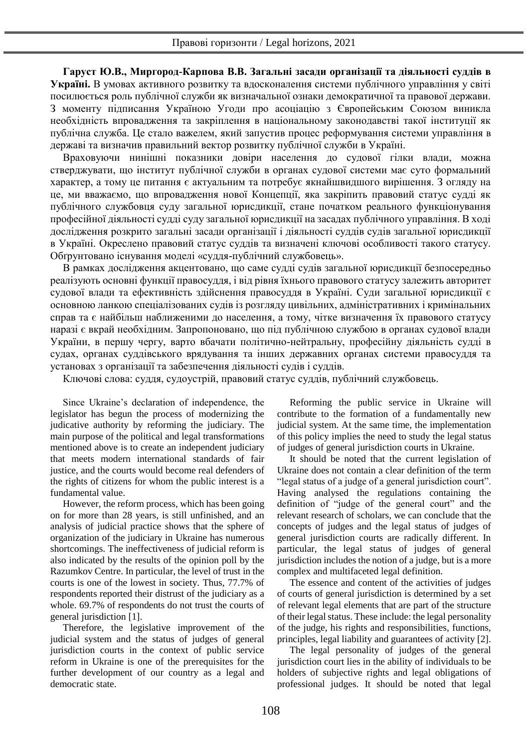**Гаруст Ю.В., Миргород-Карпова В.В. Загальні засади організації та діяльності суддів в Україні.** В умовах активного розвитку та вдосконалення системи публічного управління у світі посилюється роль публічної служби як визначальної ознаки демократичної та правової держави. З моменту підписання Україною Угоди про асоціацію з Європейським Союзом виникла необхідність впровадження та закріплення в національному законодавстві такої інституції як публічна служба. Це стало важелем, який запустив процес реформування системи управління в державі та визначив правильний вектор розвитку публічної служби в Україні.

Враховуючи нинішні показники довіри населення до судової гілки влади, можна стверджувати, що інститут публічної служби в органах судової системи має суто формальний характер, а тому це питання є актуальним та потребує якнайшвидшого вирішення. З огляду на це, ми вважаємо, що впровадження нової Концепції, яка закріпить правовий статус судді як публічного службовця суду загальної юрисдикції, стане початком реального функціонування професійної діяльності судді суду загальної юрисдикції на засадах публічного управління. В ході дослідження розкрито загальні засади організації і діяльності суддів судів загальної юрисдикції в Україні. Окреслено правовий статус суддів та визначені ключові особливості такого статусу. Обгрунтовано існування моделі «суддя-публічний службовець».

В рамках дослідження акцентовано, що саме судді судів загальної юрисдикції безпосередньо реалізують основні функції правосуддя, і від рівня їхнього правового статусу залежить авторитет судової влади та ефективність здійснення правосуддя в Україні. Суди загальної юрисдикції є основною ланкою спеціалізованих судів із розгляду цивільних, адміністративних і кримінальних справ та є найбільш наближеними до населення, а тому, чітке визначення їх правового статусу наразі є вкрай необхідним. Запропоновано, що під публічною службою в органах судової влади України, в першу чергу, варто вбачати політично-нейтральну, професійну діяльність судді в судах, органах суддівського врядування та інших державних органах системи правосуддя та установах з організації та забезпечення діяльності судів і суддів.

Ключові слова: суддя, судоустрій, правовий статус суддів, публічний службовець.

Since Ukraine's declaration of independence, the legislator has begun the process of modernizing the judicative authority by reforming the judiciary. The main purpose of the political and legal transformations mentioned above is to create an independent judiciary that meets modern international standards of fair justice, and the courts would become real defenders of the rights of citizens for whom the public interest is a fundamental value.

However, the reform process, which has been going on for more than 28 years, is still unfinished, and an analysis of judicial practice shows that the sphere of organization of the judiciary in Ukraine has numerous shortcomings. The ineffectiveness of judicial reform is also indicated by the results of the opinion poll by the Razumkov Centre. In particular, the level of trust in the courts is one of the lowest in society. Thus, 77.7% of respondents reported their distrust of the judiciary as a whole. 69.7% of respondents do not trust the courts of general jurisdiction [1].

Therefore, the legislative improvement of the judicial system and the status of judges of general jurisdiction courts in the context of public service reform in Ukraine is one of the prerequisites for the further development of our country as a legal and democratic state.

Reforming the public service in Ukraine will contribute to the formation of a fundamentally new judicial system. At the same time, the implementation of this policy implies the need to study the legal status of judges of general jurisdiction courts in Ukraine.

It should be noted that the current legislation of Ukraine does not contain a clear definition of the term "legal status of a judge of a general jurisdiction court". Having analysed the regulations containing the definition of "judge of the general court" and the relevant research of scholars, we can conclude that the concepts of judges and the legal status of judges of general jurisdiction courts are radically different. In particular, the legal status of judges of general jurisdiction includes the notion of a judge, but is a more complex and multifaceted legal definition.

The essence and content of the activities of judges of courts of general jurisdiction is determined by a set of relevant legal elements that are part of the structure of their legal status. These include: the legal personality of the judge, his rights and responsibilities, functions, principles, legal liability and guarantees of activity [2].

The legal personality of judges of the general jurisdiction court lies in the ability of individuals to be holders of subjective rights and legal obligations of professional judges. It should be noted that legal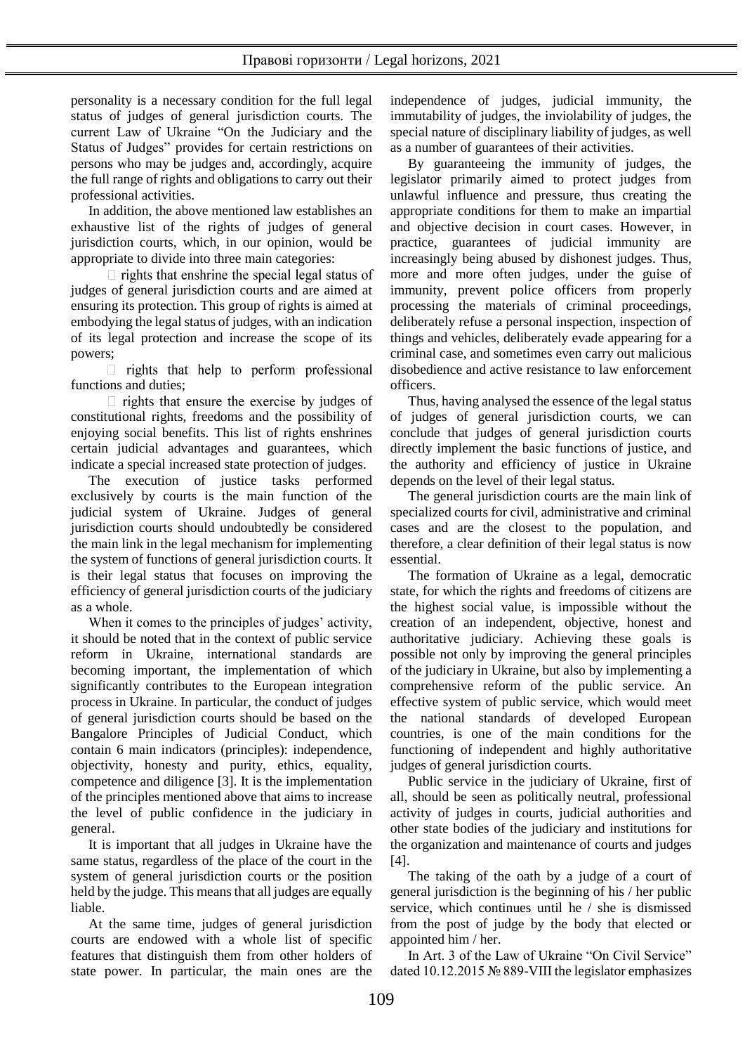personality is a necessary condition for the full legal status of judges of general jurisdiction courts. The current Law of Ukraine "On the Judiciary and the Status of Judges" provides for certain restrictions on persons who may be judges and, accordingly, acquire the full range of rights and obligations to carry out their professional activities.

In addition, the above mentioned law establishes an exhaustive list of the rights of judges of general jurisdiction courts, which, in our opinion, would be appropriate to divide into three main categories:

- rights that enshrine the special legal status of judges of general jurisdiction courts and are aimed at ensuring its protection. This group of rights is aimed at embodying the legal status of judges, with an indication of its legal protection and increase the scope of its powers;
- rights that help to perform professional functions and duties;
- rights that ensure the exercise by judges of constitutional rights, freedoms and the possibility of enjoying social benefits. This list of rights enshrines certain judicial advantages and guarantees, which indicate a special increased state protection of judges.

The execution of justice tasks performed exclusively by courts is the main function of the judicial system of Ukraine. Judges of general jurisdiction courts should undoubtedly be considered the main link in the legal mechanism for implementing the system of functions of general jurisdiction courts. It is their legal status that focuses on improving the efficiency of general jurisdiction courts of the judiciary as a whole.

When it comes to the principles of judges' activity, it should be noted that in the context of public service reform in Ukraine, international standards are becoming important, the implementation of which significantly contributes to the European integration process in Ukraine. In particular, the conduct of judges of general jurisdiction courts should be based on the Bangalore Principles of Judicial Conduct, which contain 6 main indicators (principles): independence, objectivity, honesty and purity, ethics, equality, competence and diligence [3]. It is the implementation of the principles mentioned above that aims to increase the level of public confidence in the judiciary in general.

It is important that all judges in Ukraine have the same status, regardless of the place of the court in the system of general jurisdiction courts or the position held by the judge. This means that all judges are equally liable.

At the same time, judges of general jurisdiction courts are endowed with a whole list of specific features that distinguish them from other holders of state power. In particular, the main ones are the independence of judges, judicial immunity, the immutability of judges, the inviolability of judges, the special nature of disciplinary liability of judges, as well as a number of guarantees of their activities.

By guaranteeing the immunity of judges, the legislator primarily aimed to protect judges from unlawful influence and pressure, thus creating the appropriate conditions for them to make an impartial and objective decision in court cases. However, in practice, guarantees of judicial immunity are increasingly being abused by dishonest judges. Thus, more and more often judges, under the guise of immunity, prevent police officers from properly processing the materials of criminal proceedings, deliberately refuse a personal inspection, inspection of things and vehicles, deliberately evade appearing for a criminal case, and sometimes even carry out malicious disobedience and active resistance to law enforcement officers.

Thus, having analysed the essence of the legal status of judges of general jurisdiction courts, we can conclude that judges of general jurisdiction courts directly implement the basic functions of justice, and the authority and efficiency of justice in Ukraine depends on the level of their legal status.

The general jurisdiction courts are the main link of specialized courts for civil, administrative and criminal cases and are the closest to the population, and therefore, a clear definition of their legal status is now essential.

The formation of Ukraine as a legal, democratic state, for which the rights and freedoms of citizens are the highest social value, is impossible without the creation of an independent, objective, honest and authoritative judiciary. Achieving these goals is possible not only by improving the general principles of the judiciary in Ukraine, but also by implementing a comprehensive reform of the public service. An effective system of public service, which would meet the national standards of developed European countries, is one of the main conditions for the functioning of independent and highly authoritative judges of general jurisdiction courts.

Public service in the judiciary of Ukraine, first of all, should be seen as politically neutral, professional activity of judges in courts, judicial authorities and other state bodies of the judiciary and institutions for the organization and maintenance of courts and judges [4].

The taking of the oath by a judge of a court of general jurisdiction is the beginning of his / her public service, which continues until he / she is dismissed from the post of judge by the body that elected or appointed him / her.

In Art. 3 of the Law of Ukraine "On Civil Service" dated 10.12.2015 № 889-VIII the legislator emphasizes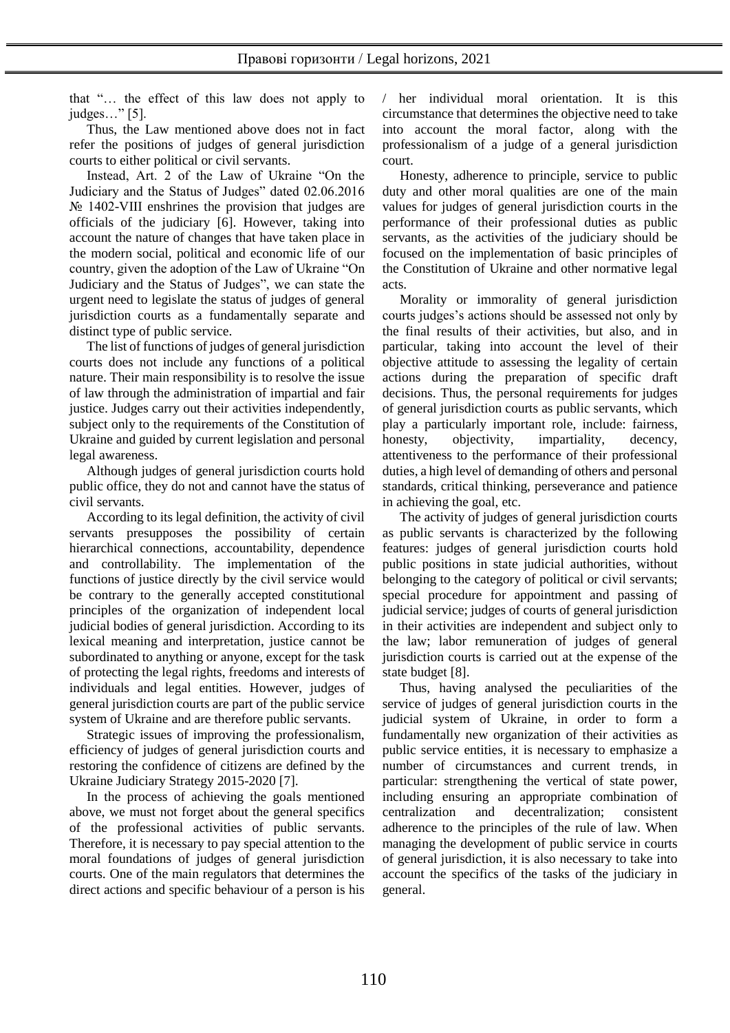that "… the effect of this law does not apply to judges…" [5].

Thus, the Law mentioned above does not in fact refer the positions of judges of general jurisdiction courts to either political or civil servants.

Instead, Art. 2 of the Law of Ukraine "On the Judiciary and the Status of Judges" dated 02.06.2016 № 1402-VIII enshrines the provision that judges are officials of the judiciary [6]. However, taking into account the nature of changes that have taken place in the modern social, political and economic life of our country, given the adoption of the Law of Ukraine "On Judiciary and the Status of Judges", we can state the urgent need to legislate the status of judges of general jurisdiction courts as a fundamentally separate and distinct type of public service.

The list of functions of judges of general jurisdiction courts does not include any functions of a political nature. Their main responsibility is to resolve the issue of law through the administration of impartial and fair justice. Judges carry out their activities independently, subject only to the requirements of the Constitution of Ukraine and guided by current legislation and personal legal awareness.

Although judges of general jurisdiction courts hold public office, they do not and cannot have the status of civil servants.

According to its legal definition, the activity of civil servants presupposes the possibility of certain hierarchical connections, accountability, dependence and controllability. The implementation of the functions of justice directly by the civil service would be contrary to the generally accepted constitutional principles of the organization of independent local judicial bodies of general jurisdiction. According to its lexical meaning and interpretation, justice cannot be subordinated to anything or anyone, except for the task of protecting the legal rights, freedoms and interests of individuals and legal entities. However, judges of general jurisdiction courts are part of the public service system of Ukraine and are therefore public servants.

Strategic issues of improving the professionalism, efficiency of judges of general jurisdiction courts and restoring the confidence of citizens are defined by the Ukraine Judiciary Strategy 2015-2020 [7].

In the process of achieving the goals mentioned above, we must not forget about the general specifics of the professional activities of public servants. Therefore, it is necessary to pay special attention to the moral foundations of judges of general jurisdiction courts. One of the main regulators that determines the direct actions and specific behaviour of a person is his / her individual moral orientation. It is this circumstance that determines the objective need to take into account the moral factor, along with the professionalism of a judge of a general jurisdiction court.

Honesty, adherence to principle, service to public duty and other moral qualities are one of the main values for judges of general jurisdiction courts in the performance of their professional duties as public servants, as the activities of the judiciary should be focused on the implementation of basic principles of the Constitution of Ukraine and other normative legal acts.

Morality or immorality of general jurisdiction courts judges's actions should be assessed not only by the final results of their activities, but also, and in particular, taking into account the level of their objective attitude to assessing the legality of certain actions during the preparation of specific draft decisions. Thus, the personal requirements for judges of general jurisdiction courts as public servants, which play a particularly important role, include: fairness, honesty, objectivity, impartiality, decency, attentiveness to the performance of their professional duties, a high level of demanding of others and personal standards, critical thinking, perseverance and patience in achieving the goal, etc.

The activity of judges of general jurisdiction courts as public servants is characterized by the following features: judges of general jurisdiction courts hold public positions in state judicial authorities, without belonging to the category of political or civil servants; special procedure for appointment and passing of judicial service; judges of courts of general jurisdiction in their activities are independent and subject only to the law; labor remuneration of judges of general jurisdiction courts is carried out at the expense of the state budget [8].

Thus, having analysed the peculiarities of the service of judges of general jurisdiction courts in the judicial system of Ukraine, in order to form a fundamentally new organization of their activities as public service entities, it is necessary to emphasize a number of circumstances and current trends, in particular: strengthening the vertical of state power, including ensuring an appropriate combination of centralization and decentralization; consistent adherence to the principles of the rule of law. When managing the development of public service in courts of general jurisdiction, it is also necessary to take into account the specifics of the tasks of the judiciary in general.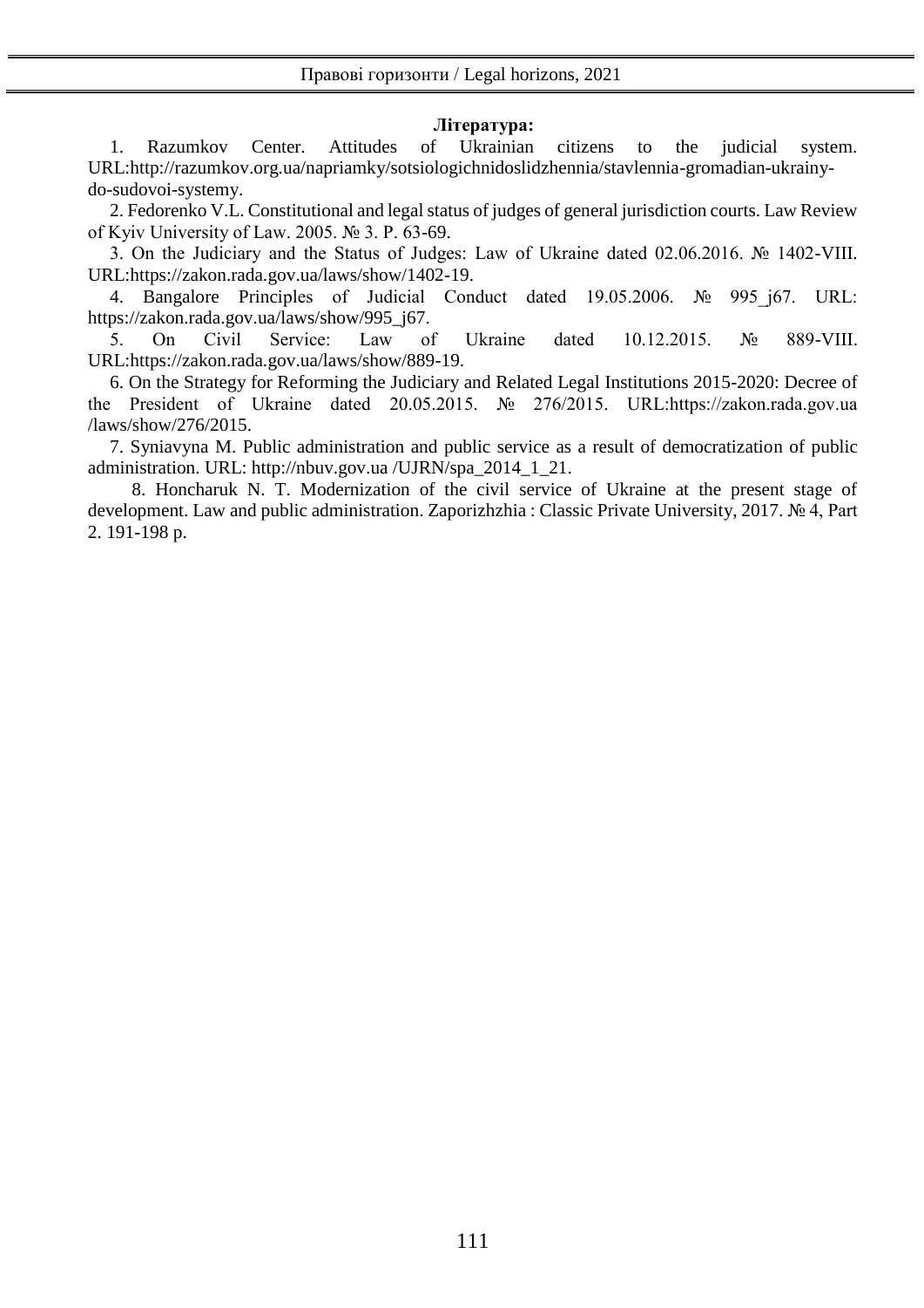**Література:**

1. Razumkov Center. Attitudes of Ukrainian citizens to the judicial system. URL:http://razumkov.org.ua/napriamky/sotsiologichnidoslidzhennia/stavlennia-gromadian-ukrainy-do-sudovoi-systemy.
2. Fedorenko V.L. Constitutional and legal status of judges of general jurisdiction courts. Law Review of Kyiv University of Law. 2005. № 3. P. 63-69.
3. On the Judiciary and the Status of Judges: Law of Ukraine dated 02.06.2016. № 1402-VIII. URL:https://zakon.rada.gov.ua/laws/show/1402-19.
4. Bangalore Principles of Judicial Conduct dated 19.05.2006. № 995_j67. URL: https://zakon.rada.gov.ua/laws/show/995_j67.
5. On Civil Service: Law of Ukraine dated 10.12.2015. № 889-VIII. URL:https://zakon.rada.gov.ua/laws/show/889-19.
6. On the Strategy for Reforming the Judiciary and Related Legal Institutions 2015-2020: Decree of the President of Ukraine dated 20.05.2015. № 276/2015. URL:https://zakon.rada.gov.ua /laws/show/276/2015.
7. Syniavyna M. Public administration and public service as a result of democratization of public administration. URL: http://nbuv.gov.ua /UJRN/spa_2014_1_21.
8. Honcharuk N. T. Modernization of the civil service of Ukraine at the present stage of development. Law and public administration. Zaporizhzhia : Classic Private University, 2017. № 4, Part 2. 191-198 p.